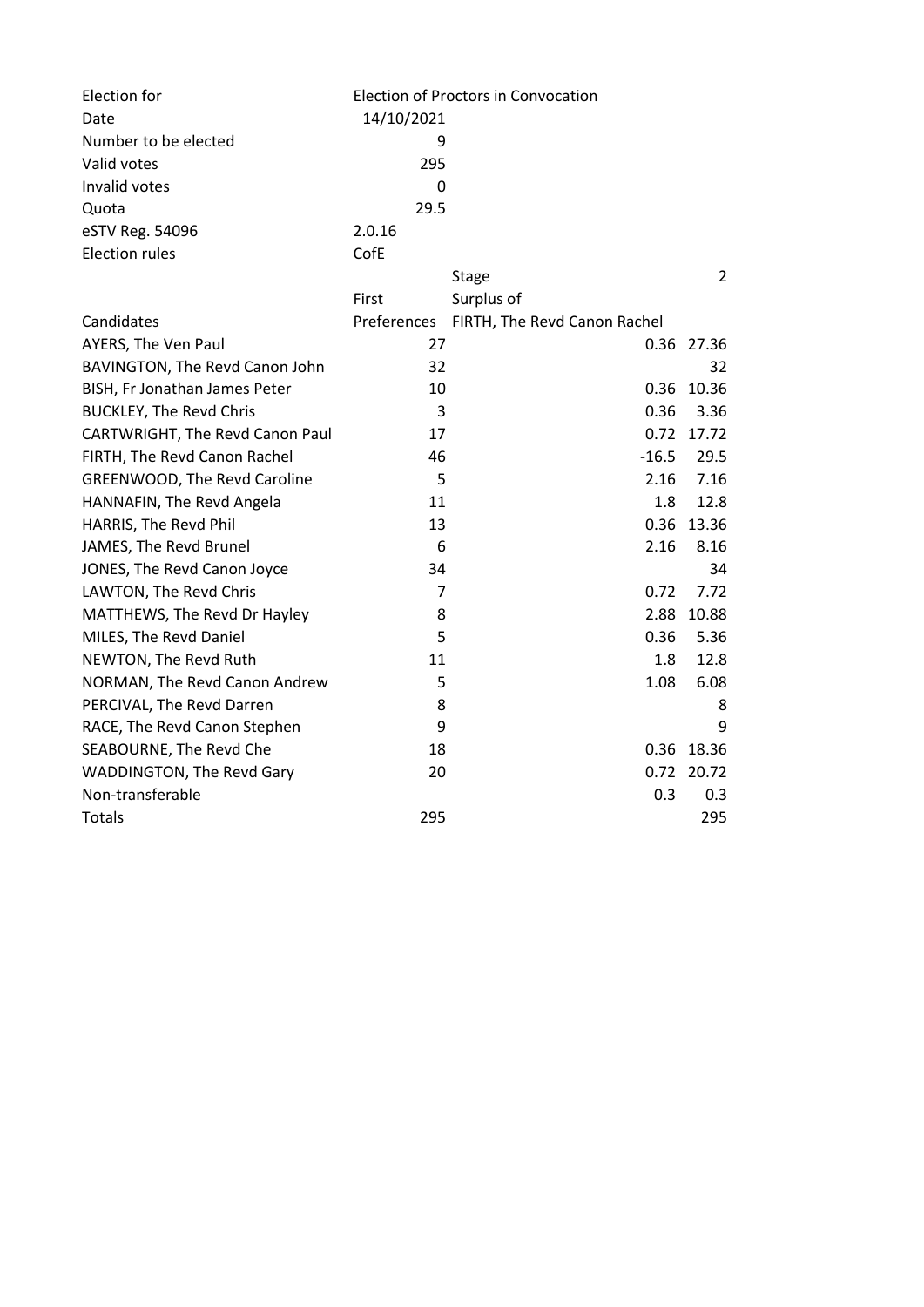| | |
|---|---|
| Election for | Election of Proctors in Convocation |
| Date | 14/10/2021 |
| Number to be elected | 9 |
| Valid votes | 295 |
| Invalid votes | 0 |
| Quota | 29.5 |
| eSTV Reg. 54096 | 2.0.16 |
| Election rules | CofE |

| Candidates | First Preferences | Stage 2 Surplus of FIRTH, The Revd Canon Rachel | |
|---|---|---|---|
| AYERS, The Ven Paul | 27 | 0.36 | 27.36 |
| BAVINGTON, The Revd Canon John | 32 | | 32 |
| BISH, Fr Jonathan James Peter | 10 | 0.36 | 10.36 |
| BUCKLEY, The Revd Chris | 3 | 0.36 | 3.36 |
| CARTWRIGHT, The Revd Canon Paul | 17 | 0.72 | 17.72 |
| FIRTH, The Revd Canon Rachel | 46 | -16.5 | 29.5 |
| GREENWOOD, The Revd Caroline | 5 | 2.16 | 7.16 |
| HANNAFIN, The Revd Angela | 11 | 1.8 | 12.8 |
| HARRIS, The Revd Phil | 13 | 0.36 | 13.36 |
| JAMES, The Revd Brunel | 6 | 2.16 | 8.16 |
| JONES, The Revd Canon Joyce | 34 | | 34 |
| LAWTON, The Revd Chris | 7 | 0.72 | 7.72 |
| MATTHEWS, The Revd Dr Hayley | 8 | 2.88 | 10.88 |
| MILES, The Revd Daniel | 5 | 0.36 | 5.36 |
| NEWTON, The Revd Ruth | 11 | 1.8 | 12.8 |
| NORMAN, The Revd Canon Andrew | 5 | 1.08 | 6.08 |
| PERCIVAL, The Revd Darren | 8 | | 8 |
| RACE, The Revd Canon Stephen | 9 | | 9 |
| SEABOURNE, The Revd Che | 18 | 0.36 | 18.36 |
| WADDINGTON, The Revd Gary | 20 | 0.72 | 20.72 |
| Non-transferable | | 0.3 | 0.3 |
| Totals | 295 | | 295 |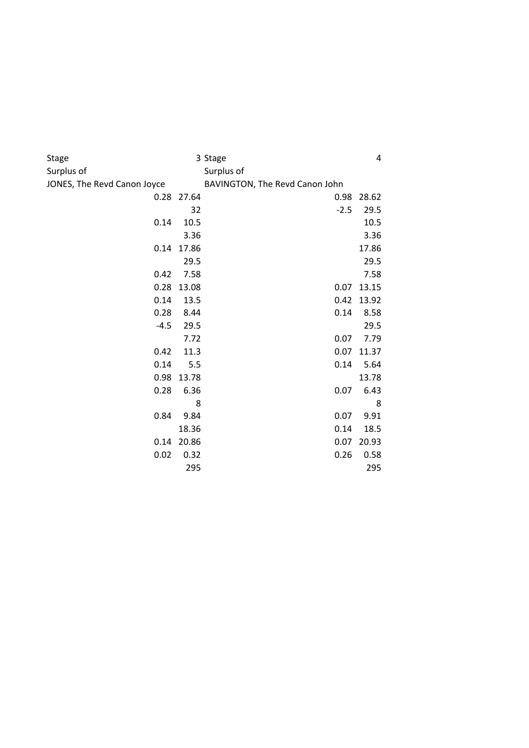| Stage | | 3 | Stage | | 4 |
| --- | --- | --- | --- | --- | --- |
| Surplus of | | | Surplus of | | |
| JONES, The Revd Canon Joyce | | | BAVINGTON, The Revd Canon John | | |
| | 0.28 | 27.64 | | 0.98 | 28.62 |
| | | 32 | | -2.5 | 29.5 |
| | 0.14 | 10.5 | | | 10.5 |
| | | 3.36 | | | 3.36 |
| | 0.14 | 17.86 | | | 17.86 |
| | | 29.5 | | | 29.5 |
| | 0.42 | 7.58 | | | 7.58 |
| | 0.28 | 13.08 | | 0.07 | 13.15 |
| | 0.14 | 13.5 | | 0.42 | 13.92 |
| | 0.28 | 8.44 | | 0.14 | 8.58 |
| | -4.5 | 29.5 | | | 29.5 |
| | | 7.72 | | 0.07 | 7.79 |
| | 0.42 | 11.3 | | 0.07 | 11.37 |
| | 0.14 | 5.5 | | 0.14 | 5.64 |
| | 0.98 | 13.78 | | | 13.78 |
| | 0.28 | 6.36 | | 0.07 | 6.43 |
| | | 8 | | | 8 |
| | 0.84 | 9.84 | | 0.07 | 9.91 |
| | | 18.36 | | 0.14 | 18.5 |
| | 0.14 | 20.86 | | 0.07 | 20.93 |
| | 0.02 | 0.32 | | 0.26 | 0.58 |
| | | 295 | | | 295 |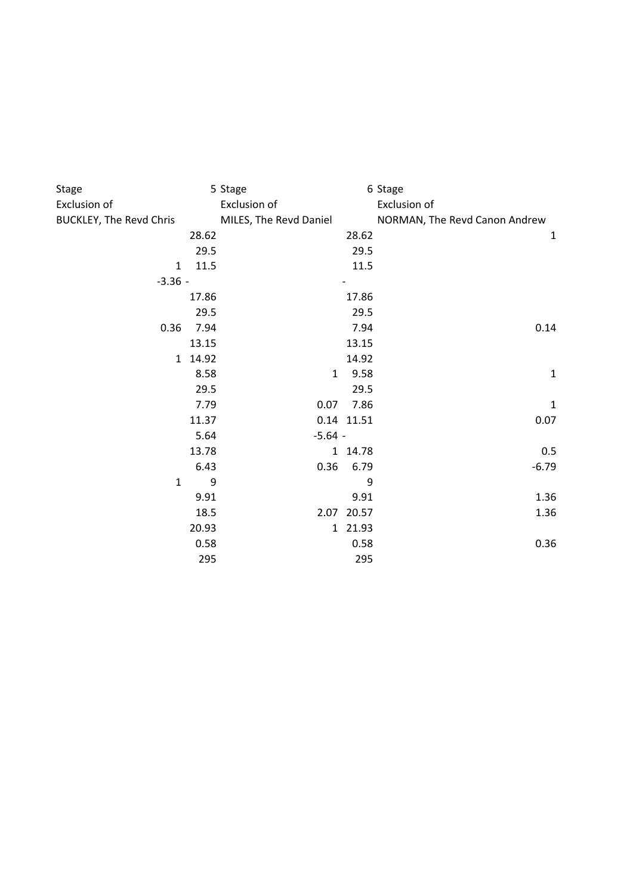| Stage | 5 | Stage | 6 | Stage |
| --- | --- | --- | --- | --- |
| Exclusion of | | Exclusion of | | Exclusion of |
| BUCKLEY, The Revd Chris | | MILES, The Revd Daniel | | NORMAN, The Revd Canon Andrew |
| | 28.62 | | 28.62 | 1 |
| | 29.5 | | 29.5 | |
| 1 | 11.5 | | 11.5 | |
| -3.36 | - | | - | |
| | 17.86 | | 17.86 | |
| | 29.5 | | 29.5 | |
| 0.36 | 7.94 | | 7.94 | 0.14 |
| | 13.15 | | 13.15 | |
| 1 | 14.92 | | 14.92 | |
| | 8.58 | 1 | 9.58 | 1 |
| | 29.5 | | 29.5 | |
| | 7.79 | 0.07 | 7.86 | 1 |
| | 11.37 | 0.14 | 11.51 | 0.07 |
| | 5.64 | -5.64 | - | |
| | 13.78 | 1 | 14.78 | 0.5 |
| | 6.43 | 0.36 | 6.79 | -6.79 |
| 1 | 9 | | 9 | |
| | 9.91 | | 9.91 | 1.36 |
| | 18.5 | 2.07 | 20.57 | 1.36 |
| | 20.93 | 1 | 21.93 | |
| | 0.58 | | 0.58 | 0.36 |
| | 295 | | 295 | |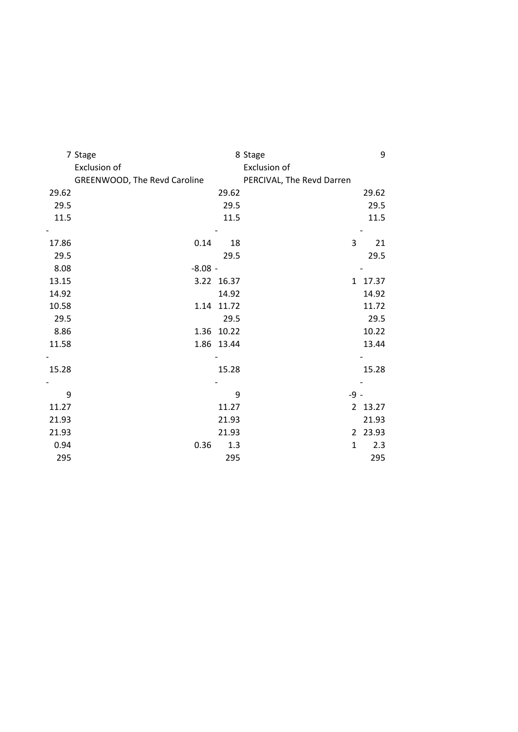| 7 | Stage<br>Exclusion of<br>GREENWOOD, The Revd Caroline | 8 | Stage<br>Exclusion of<br>PERCIVAL, The Revd Darren | 9 |
|---|---|---|---|---|
| 29.62 | | 29.62 | | 29.62 |
| 29.5 | | 29.5 | | 29.5 |
| 11.5 | | 11.5 | | 11.5 |
| - | | - | | - |
| 17.86 | 0.14 | 18 | 3 | 21 |
| 29.5 | | 29.5 | | 29.5 |
| 8.08 | -8.08 | - | | - |
| 13.15 | 3.22 | 16.37 | 1 | 17.37 |
| 14.92 | | 14.92 | | 14.92 |
| 10.58 | 1.14 | 11.72 | | 11.72 |
| 29.5 | | 29.5 | | 29.5 |
| 8.86 | 1.36 | 10.22 | | 10.22 |
| 11.58 | 1.86 | 13.44 | | 13.44 |
| - | | - | | - |
| 15.28 | | 15.28 | | 15.28 |
| - | | - | | - |
| 9 | | 9 | -9 | - |
| 11.27 | | 11.27 | 2 | 13.27 |
| 21.93 | | 21.93 | | 21.93 |
| 21.93 | | 21.93 | 2 | 23.93 |
| 0.94 | 0.36 | 1.3 | 1 | 2.3 |
| 295 | | 295 | | 295 |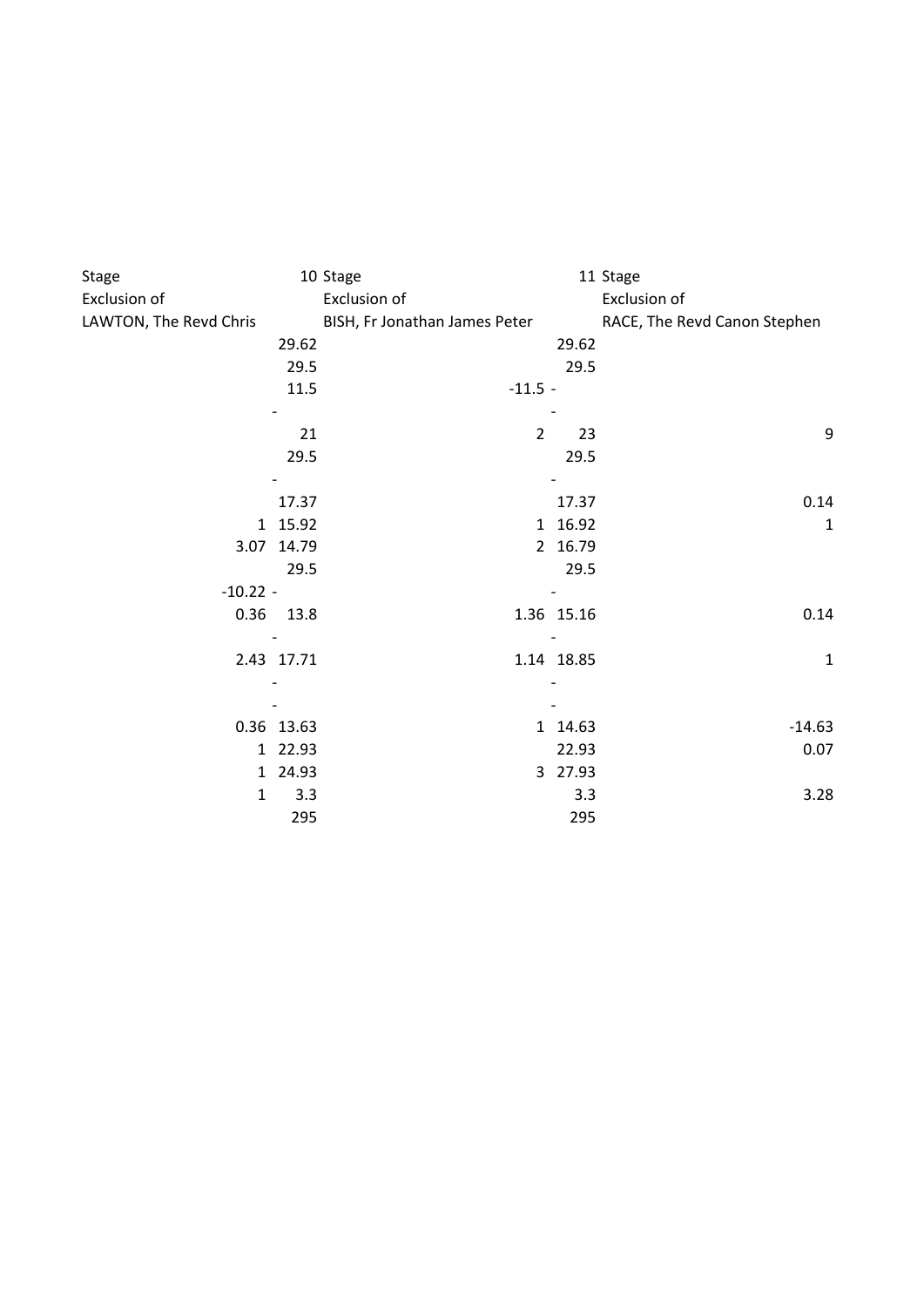| Stage 10 | | Stage 11 | | Stage |
| --- | --- | --- | --- | --- |
| Exclusion of | | Exclusion of | | Exclusion of |
| LAWTON, The Revd Chris | | BISH, Fr Jonathan James Peter | | RACE, The Revd Canon Stephen |
| | 29.62 | | 29.62 | |
| | 29.5 | | 29.5 | |
| | 11.5 | -11.5 | - | |
| | - | | - | |
| | 21 | 2 | 23 | 9 |
| | 29.5 | | 29.5 | |
| | - | | - | |
| | 17.37 | | 17.37 | 0.14 |
| 1 | 15.92 | 1 | 16.92 | 1 |
| 3.07 | 14.79 | 2 | 16.79 | |
| | 29.5 | | 29.5 | |
| -10.22 | - | | - | |
| 0.36 | 13.8 | 1.36 | 15.16 | 0.14 |
| | - | | - | |
| 2.43 | 17.71 | 1.14 | 18.85 | 1 |
| | - | | - | |
| | - | | - | |
| 0.36 | 13.63 | 1 | 14.63 | -14.63 |
| 1 | 22.93 | | 22.93 | 0.07 |
| 1 | 24.93 | 3 | 27.93 | |
| 1 | 3.3 | | 3.3 | 3.28 |
| | 295 | | 295 | |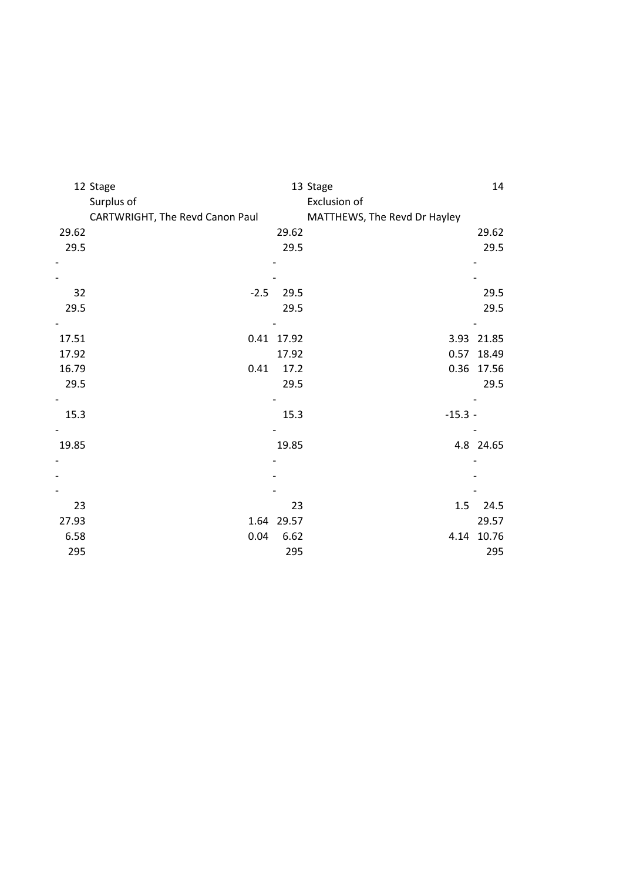| 12 | Stage | | 13 | Stage | | 14 |
|---|---|---|---|---|---|---|
| | Surplus of | | | Exclusion of | | |
| | CARTWRIGHT, The Revd Canon Paul | | | MATTHEWS, The Revd Dr Hayley | | |
| 29.62 | | | 29.62 | | | 29.62 |
| 29.5 | | | 29.5 | | | 29.5 |
| - | | | - | | | - |
| - | | | - | | | - |
| 32 | | -2.5 | 29.5 | | | 29.5 |
| 29.5 | | | 29.5 | | | 29.5 |
| - | | | - | | | - |
| 17.51 | | 0.41 | 17.92 | | 3.93 | 21.85 |
| 17.92 | | | 17.92 | | 0.57 | 18.49 |
| 16.79 | | 0.41 | 17.2 | | 0.36 | 17.56 |
| 29.5 | | | 29.5 | | | 29.5 |
| - | | | - | | | - |
| 15.3 | | | 15.3 | | -15.3 | - |
| - | | | - | | | - |
| 19.85 | | | 19.85 | | 4.8 | 24.65 |
| - | | | - | | | - |
| - | | | - | | | - |
| - | | | - | | | - |
| 23 | | | 23 | | 1.5 | 24.5 |
| 27.93 | | 1.64 | 29.57 | | | 29.57 |
| 6.58 | | 0.04 | 6.62 | | 4.14 | 10.76 |
| 295 | | | 295 | | | 295 |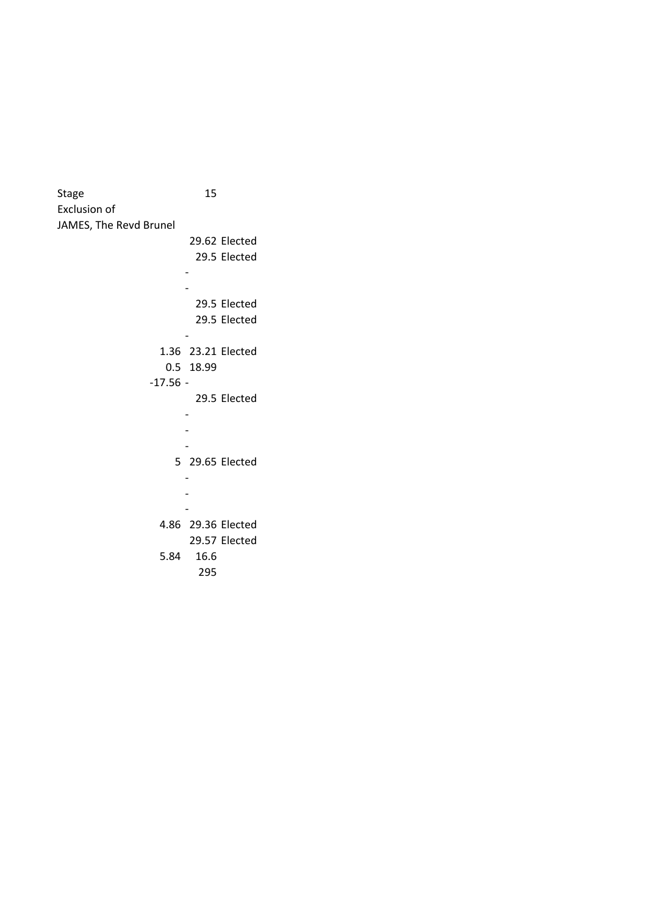| Stage | | 15 | |
|---|---|---|---|
| Exclusion of | | | |
| JAMES, The Revd Brunel | | | |
| | | 29.62 | Elected |
| | | 29.5 | Elected |
| | - | | |
| | - | | |
| | | 29.5 | Elected |
| | | 29.5 | Elected |
| | - | | |
| | 1.36 | 23.21 | Elected |
| | 0.5 | 18.99 | |
| | -17.56 | - | |
| | | 29.5 | Elected |
| | - | | |
| | - | | |
| | - | | |
| | 5 | 29.65 | Elected |
| | - | | |
| | - | | |
| | - | | |
| | 4.86 | 29.36 | Elected |
| | | 29.57 | Elected |
| | 5.84 | 16.6 | |
| | | 295 | |